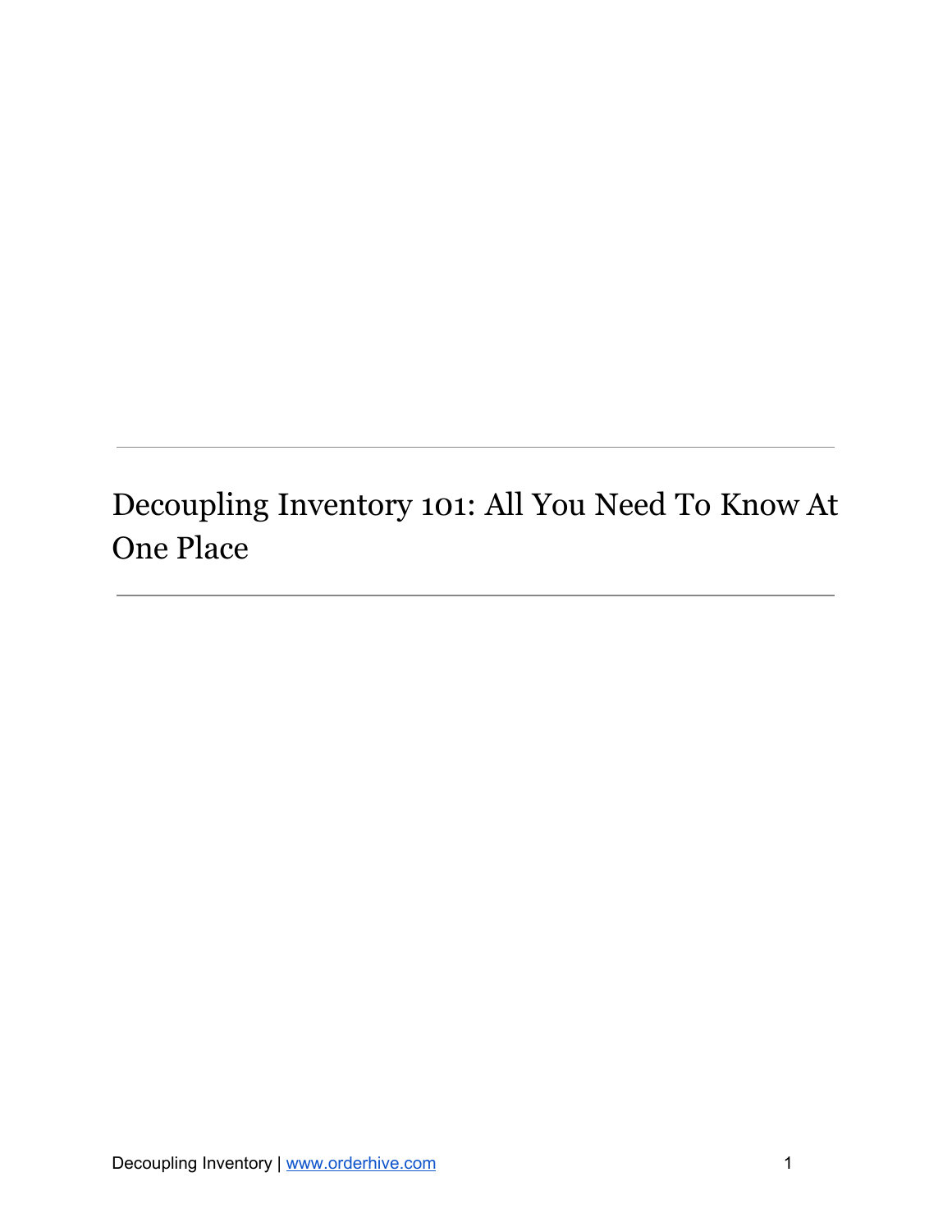# Decoupling Inventory 101: All You Need To Know At One Place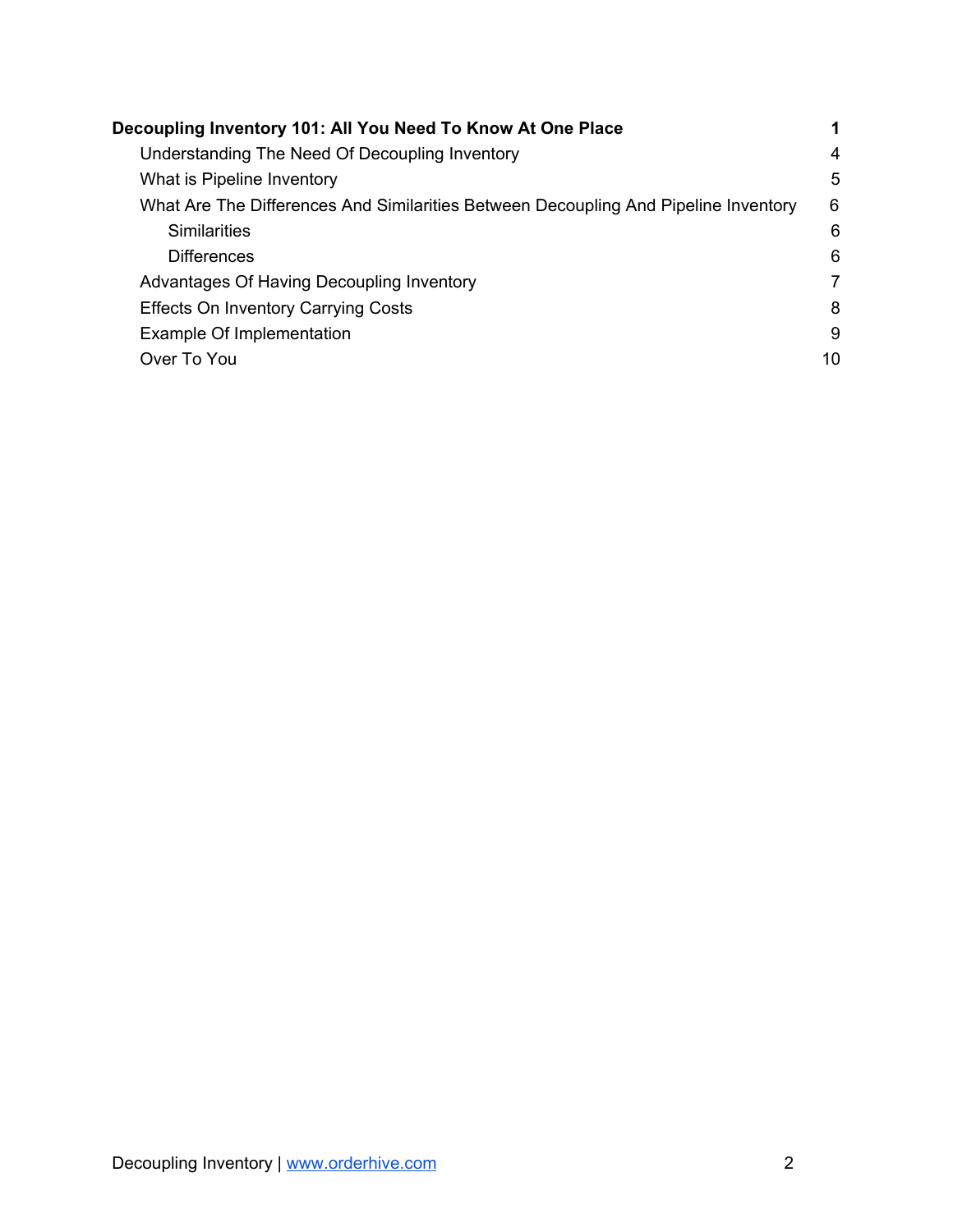**Decoupling Inventory 101: All You Need To Know At One Place** **1**

- Understanding The Need Of Decoupling Inventory 4
- What is Pipeline Inventory 5
- What Are The Differences And Similarities Between Decoupling And Pipeline Inventory 6
  - Similarities 6
  - Differences 6
- Advantages Of Having Decoupling Inventory 7
- Effects On Inventory Carrying Costs 8
- Example Of Implementation 9
- Over To You 10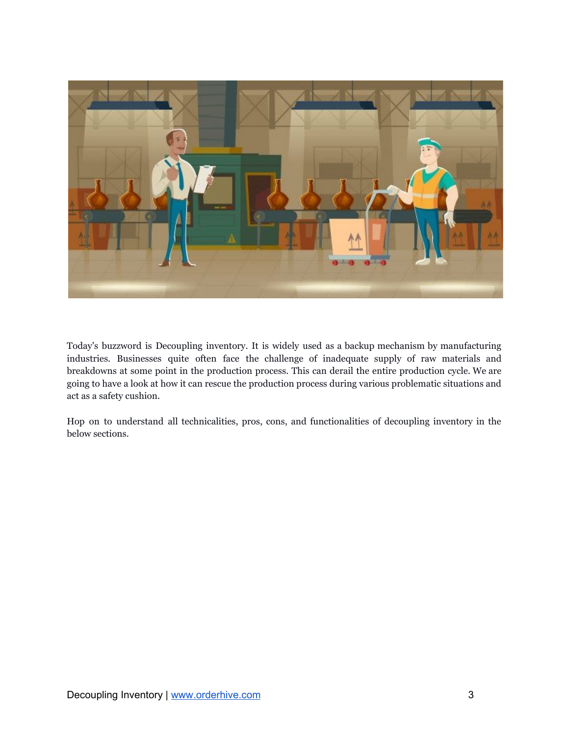Today's buzzword is Decoupling inventory. It is widely used as a backup mechanism by manufacturing industries. Businesses quite often face the challenge of inadequate supply of raw materials and breakdowns at some point in the production process. This can derail the entire production cycle. We are going to have a look at how it can rescue the production process during various problematic situations and act as a safety cushion.

Hop on to understand all technicalities, pros, cons, and functionalities of decoupling inventory in the below sections.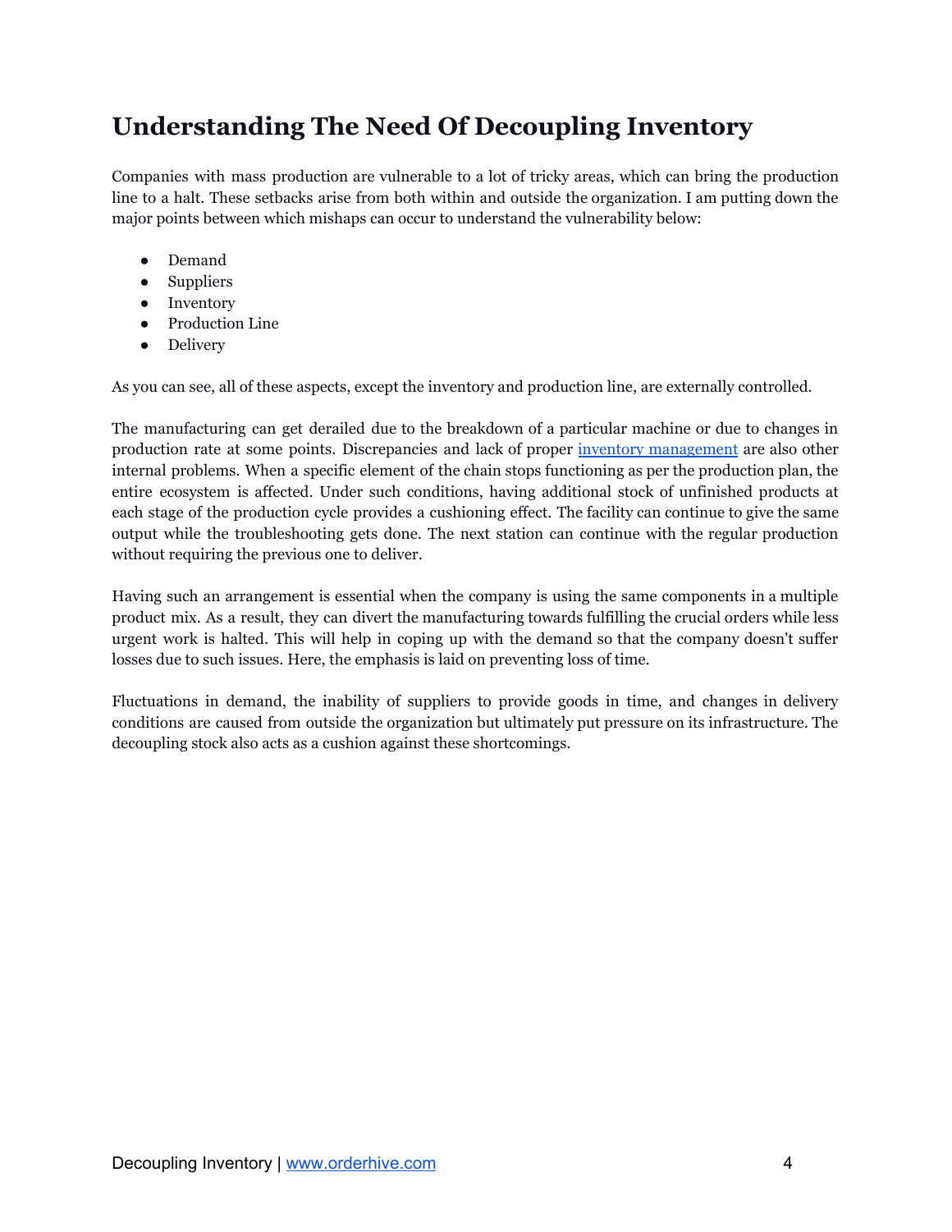# Understanding The Need Of Decoupling Inventory

Companies with mass production are vulnerable to a lot of tricky areas, which can bring the production line to a halt. These setbacks arise from both within and outside the organization. I am putting down the major points between which mishaps can occur to understand the vulnerability below:

- Demand
- Suppliers
- Inventory
- Production Line
- Delivery

As you can see, all of these aspects, except the inventory and production line, are externally controlled.

The manufacturing can get derailed due to the breakdown of a particular machine or due to changes in production rate at some points. Discrepancies and lack of proper [inventory management]() are also other internal problems. When a specific element of the chain stops functioning as per the production plan, the entire ecosystem is affected. Under such conditions, having additional stock of unfinished products at each stage of the production cycle provides a cushioning effect. The facility can continue to give the same output while the troubleshooting gets done. The next station can continue with the regular production without requiring the previous one to deliver.

Having such an arrangement is essential when the company is using the same components in a multiple product mix. As a result, they can divert the manufacturing towards fulfilling the crucial orders while less urgent work is halted. This will help in coping up with the demand so that the company doesn't suffer losses due to such issues. Here, the emphasis is laid on preventing loss of time.

Fluctuations in demand, the inability of suppliers to provide goods in time, and changes in delivery conditions are caused from outside the organization but ultimately put pressure on its infrastructure. The decoupling stock also acts as a cushion against these shortcomings.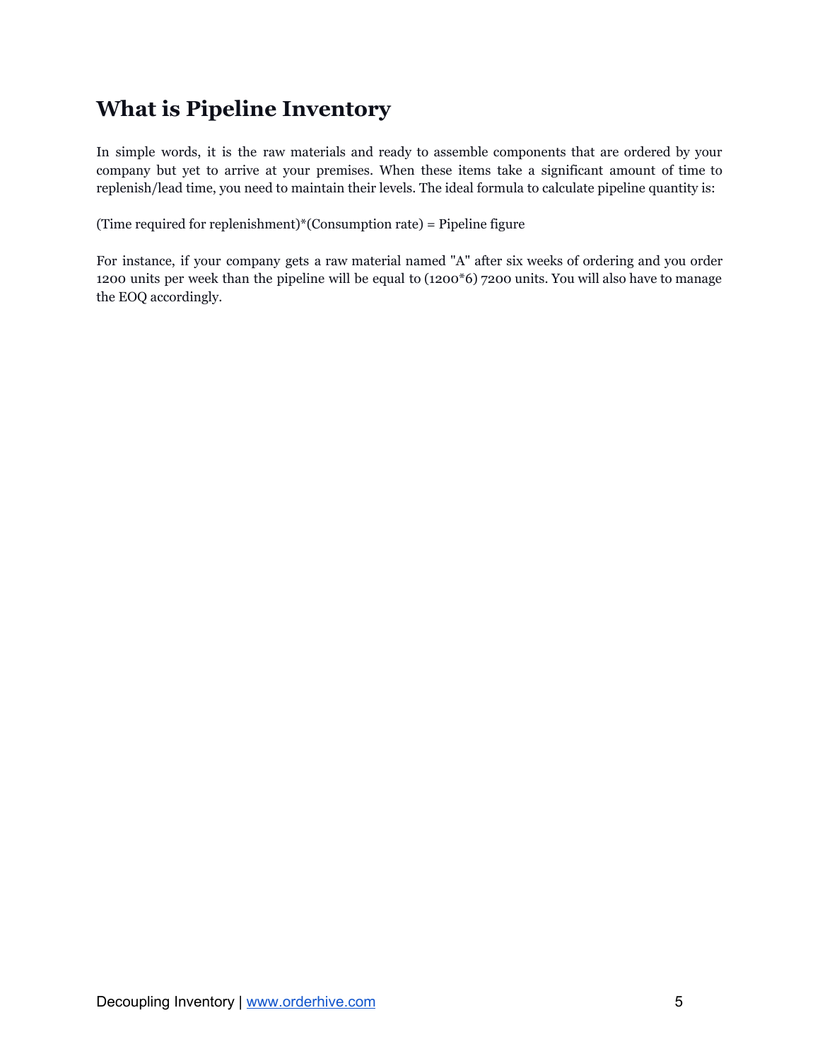## What is Pipeline Inventory

In simple words, it is the raw materials and ready to assemble components that are ordered by your company but yet to arrive at your premises. When these items take a significant amount of time to replenish/lead time, you need to maintain their levels. The ideal formula to calculate pipeline quantity is:

(Time required for replenishment)*(Consumption rate) = Pipeline figure

For instance, if your company gets a raw material named "A" after six weeks of ordering and you order 1200 units per week than the pipeline will be equal to (1200*6) 7200 units. You will also have to manage the EOQ accordingly.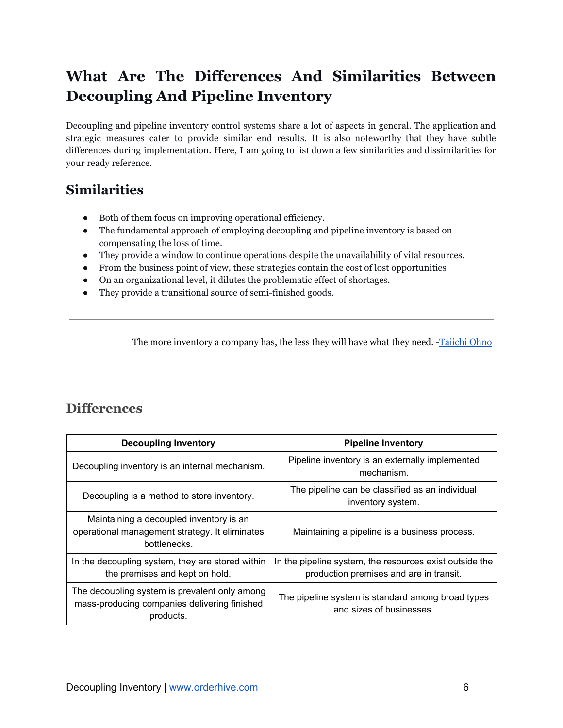# What Are The Differences And Similarities Between Decoupling And Pipeline Inventory

Decoupling and pipeline inventory control systems share a lot of aspects in general. The application and strategic measures cater to provide similar end results. It is also noteworthy that they have subtle differences during implementation. Here, I am going to list down a few similarities and dissimilarities for your ready reference.

## Similarities

- Both of them focus on improving operational efficiency.
- The fundamental approach of employing decoupling and pipeline inventory is based on compensating the loss of time.
- They provide a window to continue operations despite the unavailability of vital resources.
- From the business point of view, these strategies contain the cost of lost opportunities
- On an organizational level, it dilutes the problematic effect of shortages.
- They provide a transitional source of semi-finished goods.

---

The more inventory a company has, the less they will have what they need. -Taiichi Ohno

---

## Differences

| Decoupling Inventory | Pipeline Inventory |
| --- | --- |
| Decoupling inventory is an internal mechanism. | Pipeline inventory is an externally implemented mechanism. |
| Decoupling is a method to store inventory. | The pipeline can be classified as an individual inventory system. |
| Maintaining a decoupled inventory is an operational management strategy. It eliminates bottlenecks. | Maintaining a pipeline is a business process. |
| In the decoupling system, they are stored within the premises and kept on hold. | In the pipeline system, the resources exist outside the production premises and are in transit. |
| The decoupling system is prevalent only among mass-producing companies delivering finished products. | The pipeline system is standard among broad types and sizes of businesses. |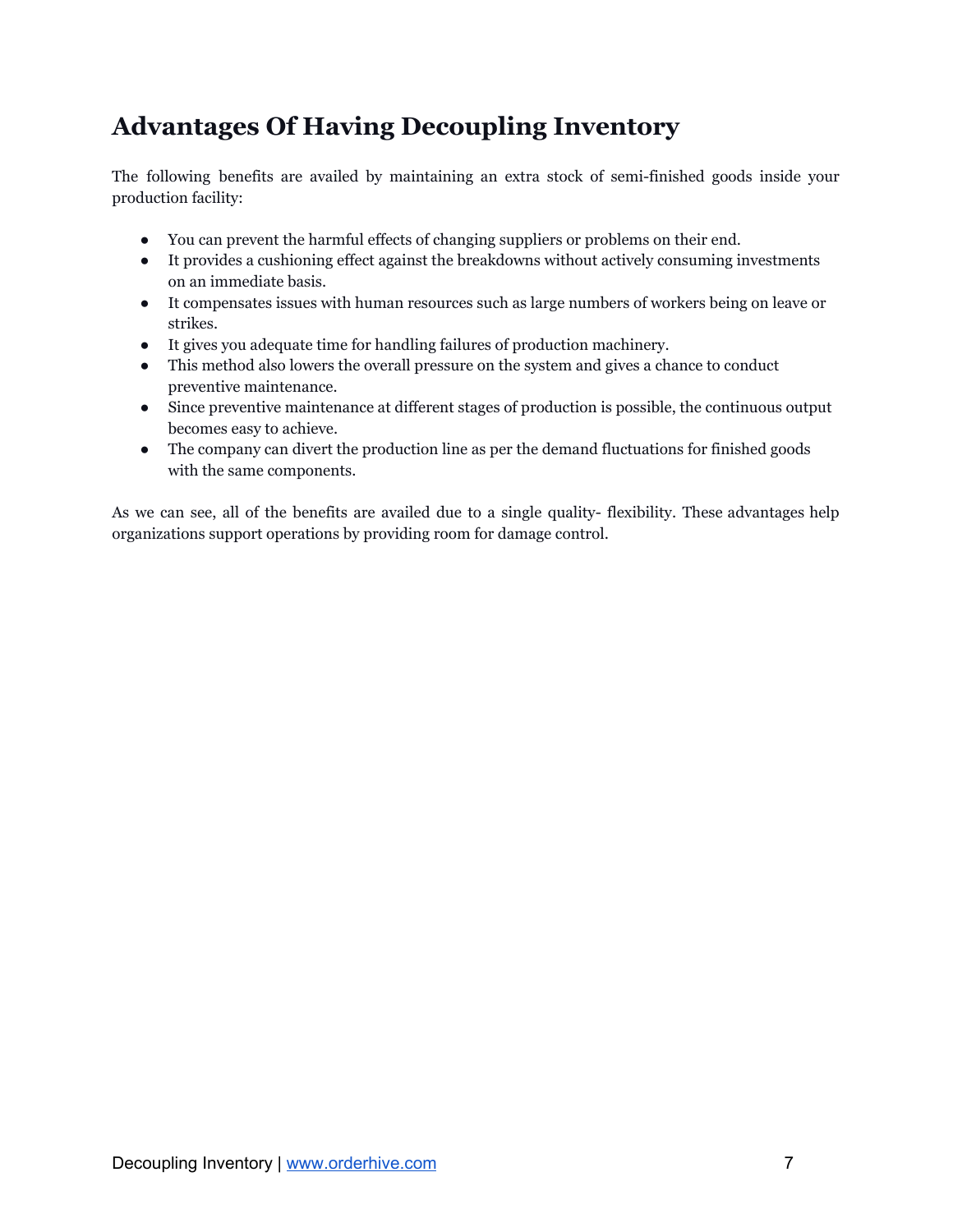## Advantages Of Having Decoupling Inventory

The following benefits are availed by maintaining an extra stock of semi-finished goods inside your production facility:

- You can prevent the harmful effects of changing suppliers or problems on their end.
- It provides a cushioning effect against the breakdowns without actively consuming investments on an immediate basis.
- It compensates issues with human resources such as large numbers of workers being on leave or strikes.
- It gives you adequate time for handling failures of production machinery.
- This method also lowers the overall pressure on the system and gives a chance to conduct preventive maintenance.
- Since preventive maintenance at different stages of production is possible, the continuous output becomes easy to achieve.
- The company can divert the production line as per the demand fluctuations for finished goods with the same components.

As we can see, all of the benefits are availed due to a single quality- flexibility. These advantages help organizations support operations by providing room for damage control.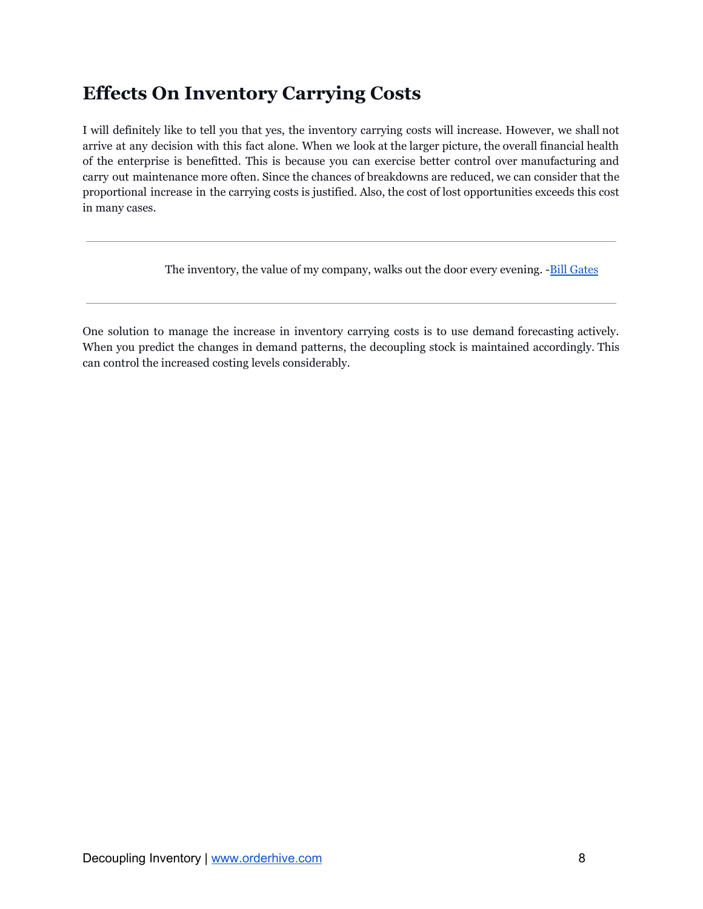## Effects On Inventory Carrying Costs

I will definitely like to tell you that yes, the inventory carrying costs will increase. However, we shall not arrive at any decision with this fact alone. When we look at the larger picture, the overall financial health of the enterprise is benefitted. This is because you can exercise better control over manufacturing and carry out maintenance more often. Since the chances of breakdowns are reduced, we can consider that the proportional increase in the carrying costs is justified. Also, the cost of lost opportunities exceeds this cost in many cases.

---

> The inventory, the value of my company, walks out the door every evening. -Bill Gates

---

One solution to manage the increase in inventory carrying costs is to use demand forecasting actively. When you predict the changes in demand patterns, the decoupling stock is maintained accordingly. This can control the increased costing levels considerably.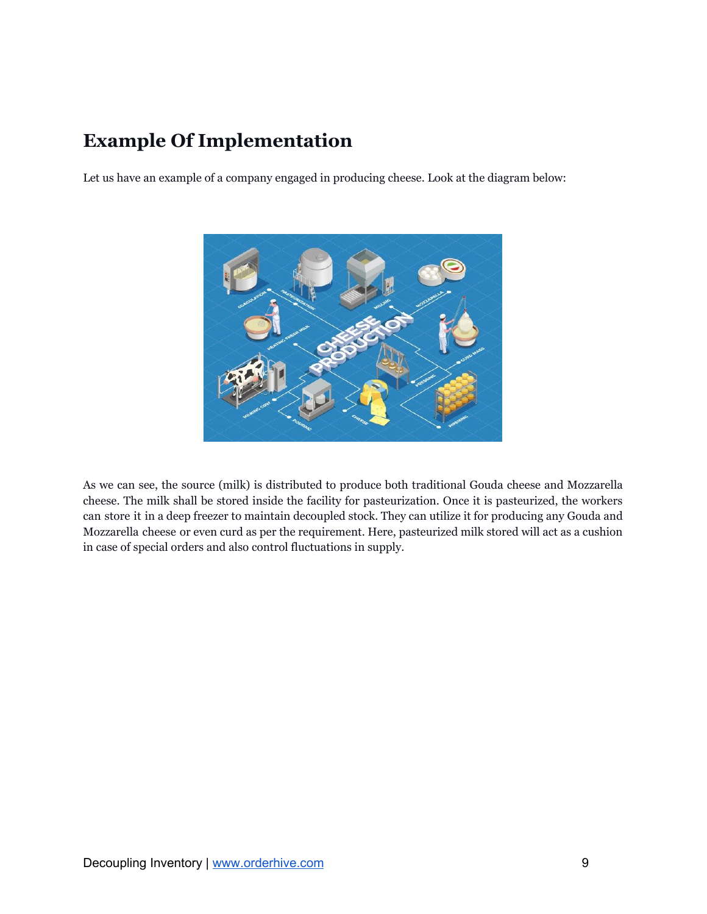## Example Of Implementation

Let us have an example of a company engaged in producing cheese. Look at the diagram below:

As we can see, the source (milk) is distributed to produce both traditional Gouda cheese and Mozzarella cheese. The milk shall be stored inside the facility for pasteurization. Once it is pasteurized, the workers can store it in a deep freezer to maintain decoupled stock. They can utilize it for producing any Gouda and Mozzarella cheese or even curd as per the requirement. Here, pasteurized milk stored will act as a cushion in case of special orders and also control fluctuations in supply.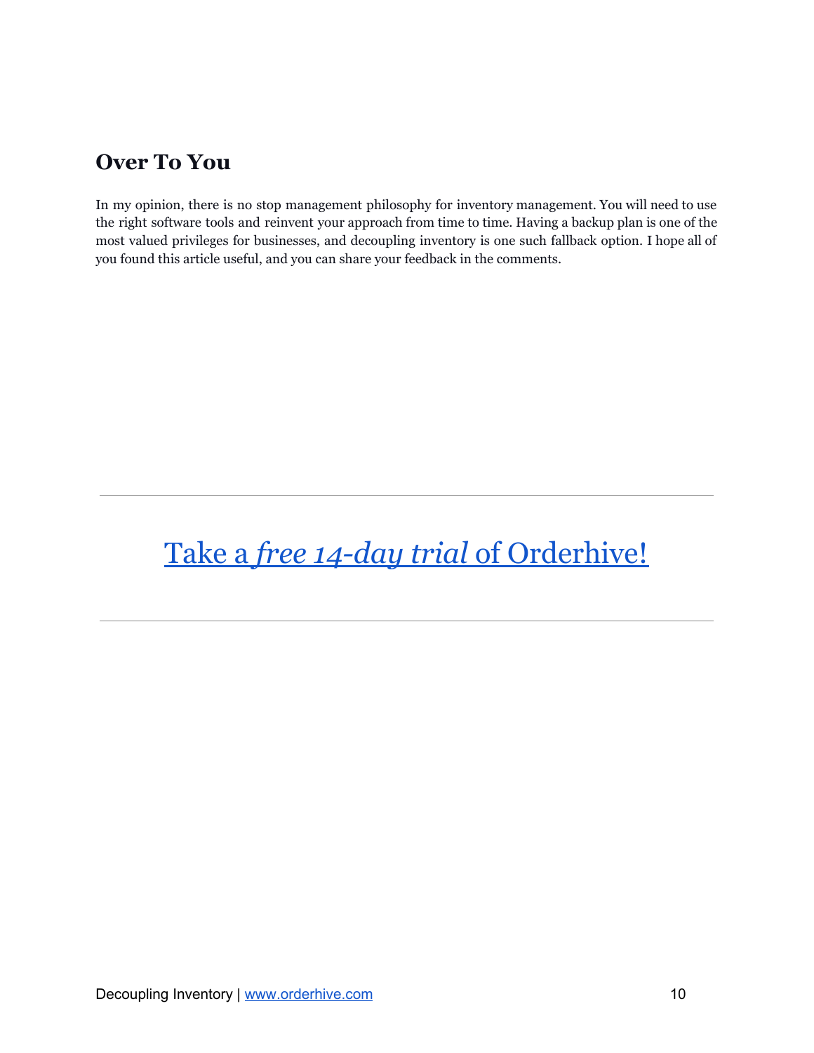## Over To You

In my opinion, there is no stop management philosophy for inventory management. You will need to use the right software tools and reinvent your approach from time to time. Having a backup plan is one of the most valued privileges for businesses, and decoupling inventory is one such fallback option. I hope all of you found this article useful, and you can share your feedback in the comments.

---

Take a *free 14-day trial* of Orderhive!

---